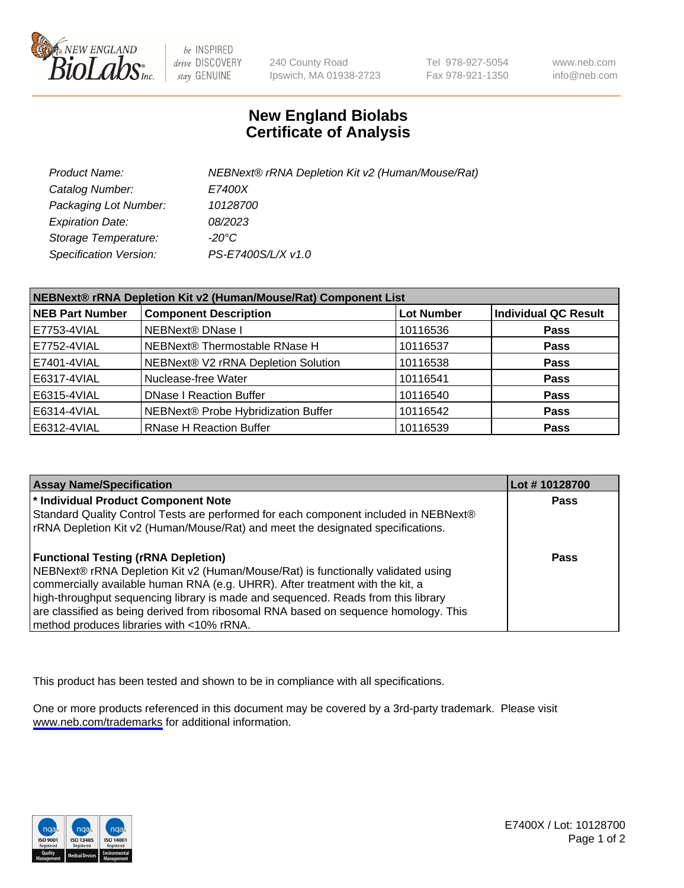# New England Biolabs
# Certificate of Analysis

| | |
|---|---|
| *Product Name:* | *NEBNext® rRNA Depletion Kit v2 (Human/Mouse/Rat)* |
| *Catalog Number:* | *E7400X* |
| *Packaging Lot Number:* | *10128700* |
| *Expiration Date:* | *08/2023* |
| *Storage Temperature:* | *-20°C* |
| *Specification Version:* | *PS-E7400S/L/X v1.0* |

**NEBNext® rRNA Depletion Kit v2 (Human/Mouse/Rat) Component List**

| NEB Part Number | Component Description | Lot Number | Individual QC Result |
|---|---|---|---|
| E7753-4VIAL | NEBNext® DNase I | 10116536 | **Pass** |
| E7752-4VIAL | NEBNext® Thermostable RNase H | 10116537 | **Pass** |
| E7401-4VIAL | NEBNext® V2 rRNA Depletion Solution | 10116538 | **Pass** |
| E6317-4VIAL | Nuclease-free Water | 10116541 | **Pass** |
| E6315-4VIAL | DNase I Reaction Buffer | 10116540 | **Pass** |
| E6314-4VIAL | NEBNext® Probe Hybridization Buffer | 10116542 | **Pass** |
| E6312-4VIAL | RNase H Reaction Buffer | 10116539 | **Pass** |

| Assay Name/Specification | Lot # 10128700 |
|---|---|
| **\* Individual Product Component Note**<br>Standard Quality Control Tests are performed for each component included in NEBNext® rRNA Depletion Kit v2 (Human/Mouse/Rat) and meet the designated specifications. | **Pass** |
| **Functional Testing (rRNA Depletion)**<br>NEBNext® rRNA Depletion Kit v2 (Human/Mouse/Rat) is functionally validated using commercially available human RNA (e.g. UHRR). After treatment with the kit, a high-throughput sequencing library is made and sequenced. Reads from this library are classified as being derived from ribosomal RNA based on sequence homology. This method produces libraries with <10% rRNA. | **Pass** |

This product has been tested and shown to be in compliance with all specifications.

One or more products referenced in this document may be covered by a 3rd-party trademark. Please visit www.neb.com/trademarks for additional information.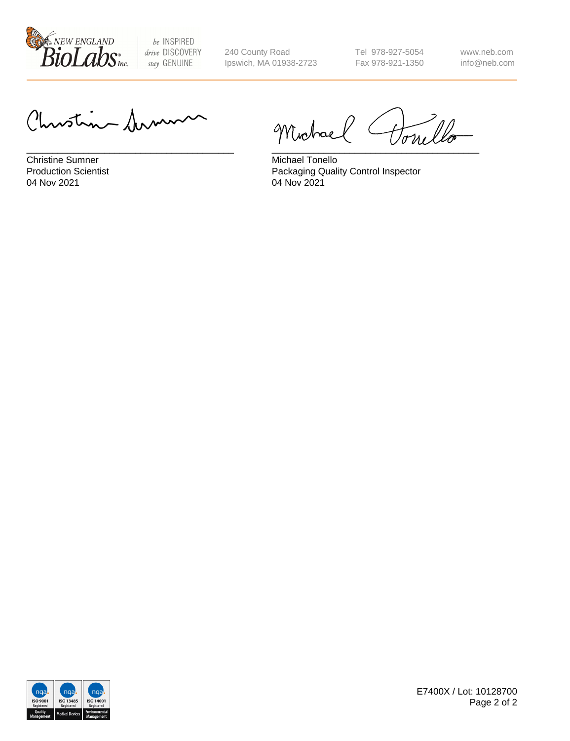240 County Road
Ipswich, MA 01938-2723

Tel 978-927-5054
Fax 978-921-1350

www.neb.com
info@neb.com

Christine Sumner
Production Scientist
04 Nov 2021

Michael Tonello
Packaging Quality Control Inspector
04 Nov 2021

E7400X / Lot: 10128700